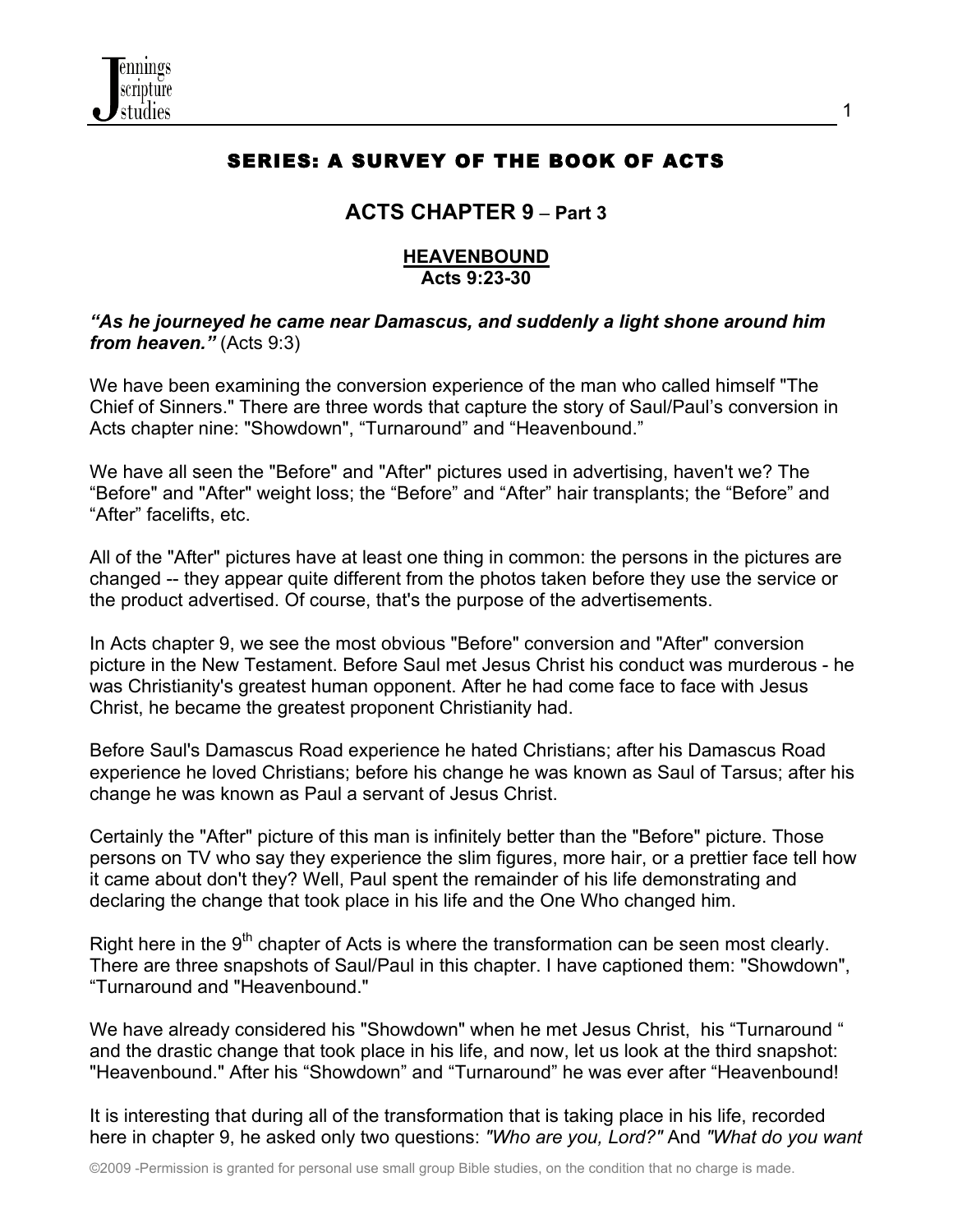## SERIES: A SURVEY OF THE BOOK OF ACTS

## ACTS CHAPTER 9 – Part 3

### HEAVENBOUND
**Acts 9:23-30**

***"As he journeyed he came near Damascus, and suddenly a light shone around him from heaven."*** (Acts 9:3)

We have been examining the conversion experience of the man who called himself "The Chief of Sinners." There are three words that capture the story of Saul/Paul's conversion in Acts chapter nine: "Showdown", "Turnaround" and "Heavenbound."

We have all seen the "Before" and "After" pictures used in advertising, haven't we? The "Before" and "After" weight loss; the "Before" and "After" hair transplants; the "Before" and "After" facelifts, etc.

All of the "After" pictures have at least one thing in common: the persons in the pictures are changed -- they appear quite different from the photos taken before they use the service or the product advertised. Of course, that's the purpose of the advertisements.

In Acts chapter 9, we see the most obvious "Before" conversion and "After" conversion picture in the New Testament. Before Saul met Jesus Christ his conduct was murderous - he was Christianity's greatest human opponent. After he had come face to face with Jesus Christ, he became the greatest proponent Christianity had.

Before Saul's Damascus Road experience he hated Christians; after his Damascus Road experience he loved Christians; before his change he was known as Saul of Tarsus; after his change he was known as Paul a servant of Jesus Christ.

Certainly the "After" picture of this man is infinitely better than the "Before" picture. Those persons on TV who say they experience the slim figures, more hair, or a prettier face tell how it came about don't they? Well, Paul spent the remainder of his life demonstrating and declaring the change that took place in his life and the One Who changed him.

Right here in the 9th chapter of Acts is where the transformation can be seen most clearly. There are three snapshots of Saul/Paul in this chapter. I have captioned them: "Showdown", "Turnaround and "Heavenbound."

We have already considered his "Showdown" when he met Jesus Christ, his "Turnaround " and the drastic change that took place in his life, and now, let us look at the third snapshot: "Heavenbound." After his "Showdown" and "Turnaround" he was ever after "Heavenbound!

It is interesting that during all of the transformation that is taking place in his life, recorded here in chapter 9, he asked only two questions: *"Who are you, Lord?"* And *"What do you want*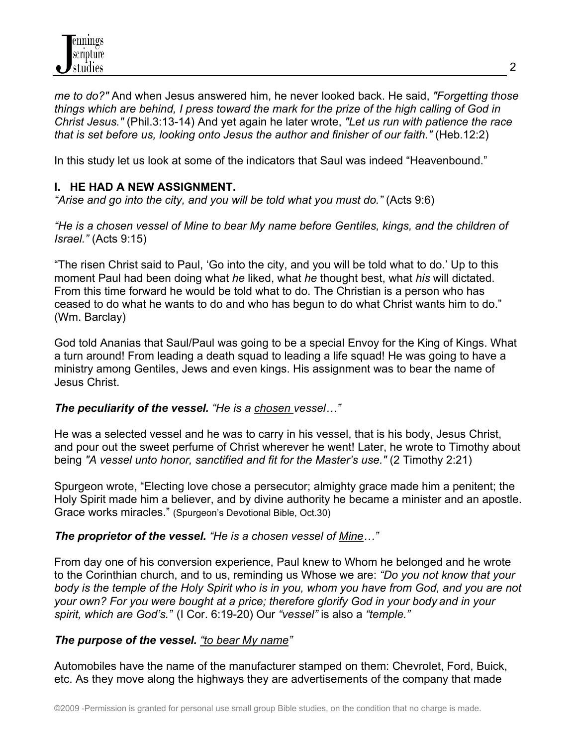*me to do?"* And when Jesus answered him, he never looked back. He said, *"Forgetting those things which are behind, I press toward the mark for the prize of the high calling of God in Christ Jesus."* (Phil.3:13-14) And yet again he later wrote, *"Let us run with patience the race that is set before us, looking onto Jesus the author and finisher of our faith."* (Heb.12:2)

In this study let us look at some of the indicators that Saul was indeed "Heavenbound."

## I. HE HAD A NEW ASSIGNMENT.

*"Arise and go into the city, and you will be told what you must do."* (Acts 9:6)

*"He is a chosen vessel of Mine to bear My name before Gentiles, kings, and the children of Israel."* (Acts 9:15)

"The risen Christ said to Paul, 'Go into the city, and you will be told what to do.' Up to this moment Paul had been doing what *he* liked, what *he* thought best, what *his* will dictated. From this time forward he would be told what to do. The Christian is a person who has ceased to do what he wants to do and who has begun to do what Christ wants him to do." (Wm. Barclay)

God told Ananias that Saul/Paul was going to be a special Envoy for the King of Kings. What a turn around! From leading a death squad to leading a life squad! He was going to have a ministry among Gentiles, Jews and even kings. His assignment was to bear the name of Jesus Christ.

***The peculiarity of the vessel.*** *"He is a <u>chosen</u> vessel…"*

He was a selected vessel and he was to carry in his vessel, that is his body, Jesus Christ, and pour out the sweet perfume of Christ wherever he went! Later, he wrote to Timothy about being *"A vessel unto honor, sanctified and fit for the Master's use."* (2 Timothy 2:21)

Spurgeon wrote, "Electing love chose a persecutor; almighty grace made him a penitent; the Holy Spirit made him a believer, and by divine authority he became a minister and an apostle. Grace works miracles." (Spurgeon's Devotional Bible, Oct.30)

***The proprietor of the vessel.*** *"He is a chosen vessel of <u>Mine</u>…"*

From day one of his conversion experience, Paul knew to Whom he belonged and he wrote to the Corinthian church, and to us, reminding us Whose we are: *"Do you not know that your body is the temple of the Holy Spirit who is in you, whom you have from God, and you are not your own? For you were bought at a price; therefore glorify God in your body and in your spirit, which are God's."* (I Cor. 6:19-20) Our *"vessel"* is also a *"temple."*

***The purpose of the vessel.*** *"<u>to bear My name</u>"*

Automobiles have the name of the manufacturer stamped on them: Chevrolet, Ford, Buick, etc. As they move along the highways they are advertisements of the company that made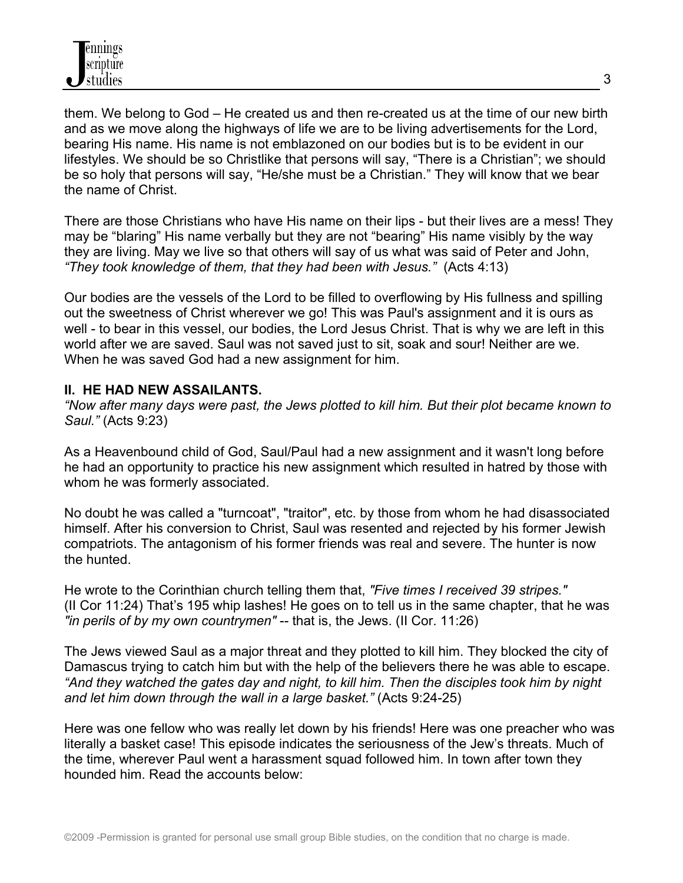them. We belong to God – He created us and then re-created us at the time of our new birth and as we move along the highways of life we are to be living advertisements for the Lord, bearing His name. His name is not emblazoned on our bodies but is to be evident in our lifestyles. We should be so Christlike that persons will say, "There is a Christian"; we should be so holy that persons will say, "He/she must be a Christian." They will know that we bear the name of Christ.

There are those Christians who have His name on their lips - but their lives are a mess! They may be "blaring" His name verbally but they are not "bearing" His name visibly by the way they are living. May we live so that others will say of us what was said of Peter and John, *"They took knowledge of them, that they had been with Jesus."* (Acts 4:13)

Our bodies are the vessels of the Lord to be filled to overflowing by His fullness and spilling out the sweetness of Christ wherever we go! This was Paul's assignment and it is ours as well - to bear in this vessel, our bodies, the Lord Jesus Christ. That is why we are left in this world after we are saved. Saul was not saved just to sit, soak and sour! Neither are we. When he was saved God had a new assignment for him.

## II. HE HAD NEW ASSAILANTS.

*"Now after many days were past, the Jews plotted to kill him. But their plot became known to Saul."* (Acts 9:23)

As a Heavenbound child of God, Saul/Paul had a new assignment and it wasn't long before he had an opportunity to practice his new assignment which resulted in hatred by those with whom he was formerly associated.

No doubt he was called a "turncoat", "traitor", etc. by those from whom he had disassociated himself. After his conversion to Christ, Saul was resented and rejected by his former Jewish compatriots. The antagonism of his former friends was real and severe. The hunter is now the hunted.

He wrote to the Corinthian church telling them that, *"Five times I received 39 stripes."* (II Cor 11:24) That's 195 whip lashes! He goes on to tell us in the same chapter, that he was *"in perils of by my own countrymen"* -- that is, the Jews. (II Cor. 11:26)

The Jews viewed Saul as a major threat and they plotted to kill him. They blocked the city of Damascus trying to catch him but with the help of the believers there he was able to escape. *"And they watched the gates day and night, to kill him. Then the disciples took him by night and let him down through the wall in a large basket."* (Acts 9:24-25)

Here was one fellow who was really let down by his friends! Here was one preacher who was literally a basket case! This episode indicates the seriousness of the Jew's threats. Much of the time, wherever Paul went a harassment squad followed him. In town after town they hounded him. Read the accounts below: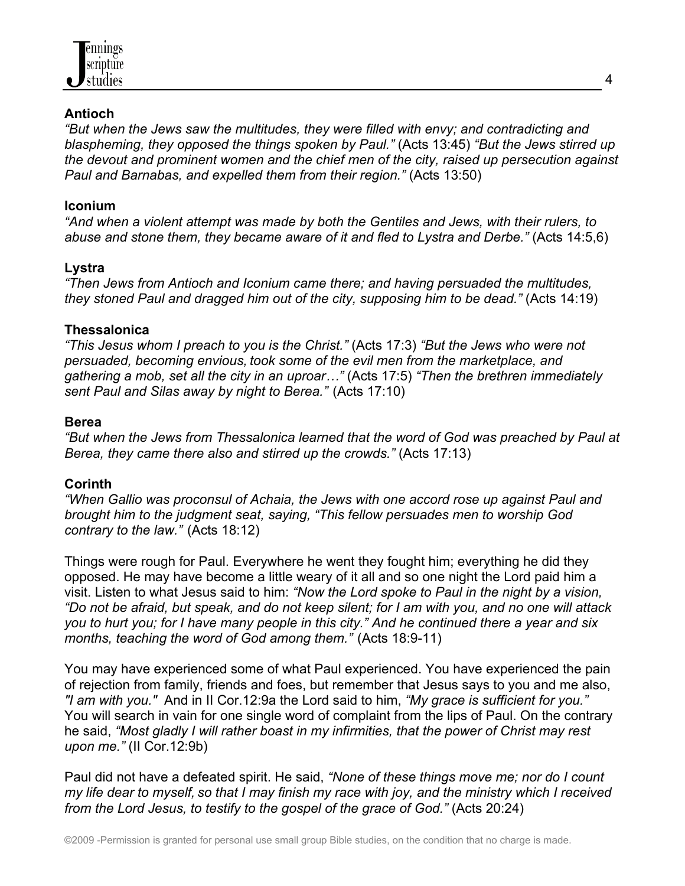**Antioch**

*"But when the Jews saw the multitudes, they were filled with envy; and contradicting and blaspheming, they opposed the things spoken by Paul."* (Acts 13:45) *"But the Jews stirred up the devout and prominent women and the chief men of the city, raised up persecution against Paul and Barnabas, and expelled them from their region."* (Acts 13:50)

**Iconium**

*"And when a violent attempt was made by both the Gentiles and Jews, with their rulers, to abuse and stone them, they became aware of it and fled to Lystra and Derbe."* (Acts 14:5,6)

**Lystra**

*"Then Jews from Antioch and Iconium came there; and having persuaded the multitudes, they stoned Paul and dragged him out of the city, supposing him to be dead."* (Acts 14:19)

**Thessalonica**

*"This Jesus whom I preach to you is the Christ."* (Acts 17:3) *"But the Jews who were not persuaded, becoming envious, took some of the evil men from the marketplace, and gathering a mob, set all the city in an uproar…"* (Acts 17:5) *"Then the brethren immediately sent Paul and Silas away by night to Berea."* (Acts 17:10)

**Berea**

*"But when the Jews from Thessalonica learned that the word of God was preached by Paul at Berea, they came there also and stirred up the crowds."* (Acts 17:13)

**Corinth**

*"When Gallio was proconsul of Achaia, the Jews with one accord rose up against Paul and brought him to the judgment seat, saying, "This fellow persuades men to worship God contrary to the law."* (Acts 18:12)

Things were rough for Paul. Everywhere he went they fought him; everything he did they opposed. He may have become a little weary of it all and so one night the Lord paid him a visit. Listen to what Jesus said to him: *"Now the Lord spoke to Paul in the night by a vision, "Do not be afraid, but speak, and do not keep silent; for I am with you, and no one will attack you to hurt you; for I have many people in this city." And he continued there a year and six months, teaching the word of God among them."* (Acts 18:9-11)

You may have experienced some of what Paul experienced. You have experienced the pain of rejection from family, friends and foes, but remember that Jesus says to you and me also, *"I am with you."* And in II Cor.12:9a the Lord said to him, *"My grace is sufficient for you."* You will search in vain for one single word of complaint from the lips of Paul. On the contrary he said, *"Most gladly I will rather boast in my infirmities, that the power of Christ may rest upon me."* (II Cor.12:9b)

Paul did not have a defeated spirit. He said, *"None of these things move me; nor do I count my life dear to myself, so that I may finish my race with joy, and the ministry which I received from the Lord Jesus, to testify to the gospel of the grace of God."* (Acts 20:24)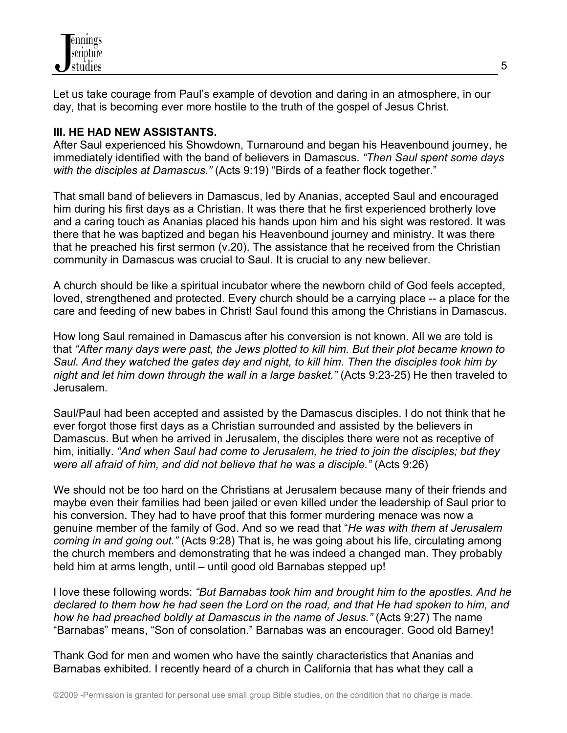Let us take courage from Paul's example of devotion and daring in an atmosphere, in our day, that is becoming ever more hostile to the truth of the gospel of Jesus Christ.

**III. HE HAD NEW ASSISTANTS.**

After Saul experienced his Showdown, Turnaround and began his Heavenbound journey, he immediately identified with the band of believers in Damascus. *"Then Saul spent some days with the disciples at Damascus."* (Acts 9:19) "Birds of a feather flock together."

That small band of believers in Damascus, led by Ananias, accepted Saul and encouraged him during his first days as a Christian. It was there that he first experienced brotherly love and a caring touch as Ananias placed his hands upon him and his sight was restored. It was there that he was baptized and began his Heavenbound journey and ministry. It was there that he preached his first sermon (v.20). The assistance that he received from the Christian community in Damascus was crucial to Saul. It is crucial to any new believer.

A church should be like a spiritual incubator where the newborn child of God feels accepted, loved, strengthened and protected. Every church should be a carrying place -- a place for the care and feeding of new babes in Christ! Saul found this among the Christians in Damascus.

How long Saul remained in Damascus after his conversion is not known. All we are told is that *"After many days were past, the Jews plotted to kill him. But their plot became known to Saul. And they watched the gates day and night, to kill him. Then the disciples took him by night and let him down through the wall in a large basket."* (Acts 9:23-25) He then traveled to Jerusalem.

Saul/Paul had been accepted and assisted by the Damascus disciples. I do not think that he ever forgot those first days as a Christian surrounded and assisted by the believers in Damascus. But when he arrived in Jerusalem, the disciples there were not as receptive of him, initially. *"And when Saul had come to Jerusalem, he tried to join the disciples; but they were all afraid of him, and did not believe that he was a disciple."* (Acts 9:26)

We should not be too hard on the Christians at Jerusalem because many of their friends and maybe even their families had been jailed or even killed under the leadership of Saul prior to his conversion. They had to have proof that this former murdering menace was now a genuine member of the family of God. And so we read that "*He was with them at Jerusalem coming in and going out."* (Acts 9:28) That is, he was going about his life, circulating among the church members and demonstrating that he was indeed a changed man. They probably held him at arms length, until – until good old Barnabas stepped up!

I love these following words: *"But Barnabas took him and brought him to the apostles. And he declared to them how he had seen the Lord on the road, and that He had spoken to him, and how he had preached boldly at Damascus in the name of Jesus."* (Acts 9:27) The name "Barnabas" means, "Son of consolation." Barnabas was an encourager. Good old Barney!

Thank God for men and women who have the saintly characteristics that Ananias and Barnabas exhibited. I recently heard of a church in California that has what they call a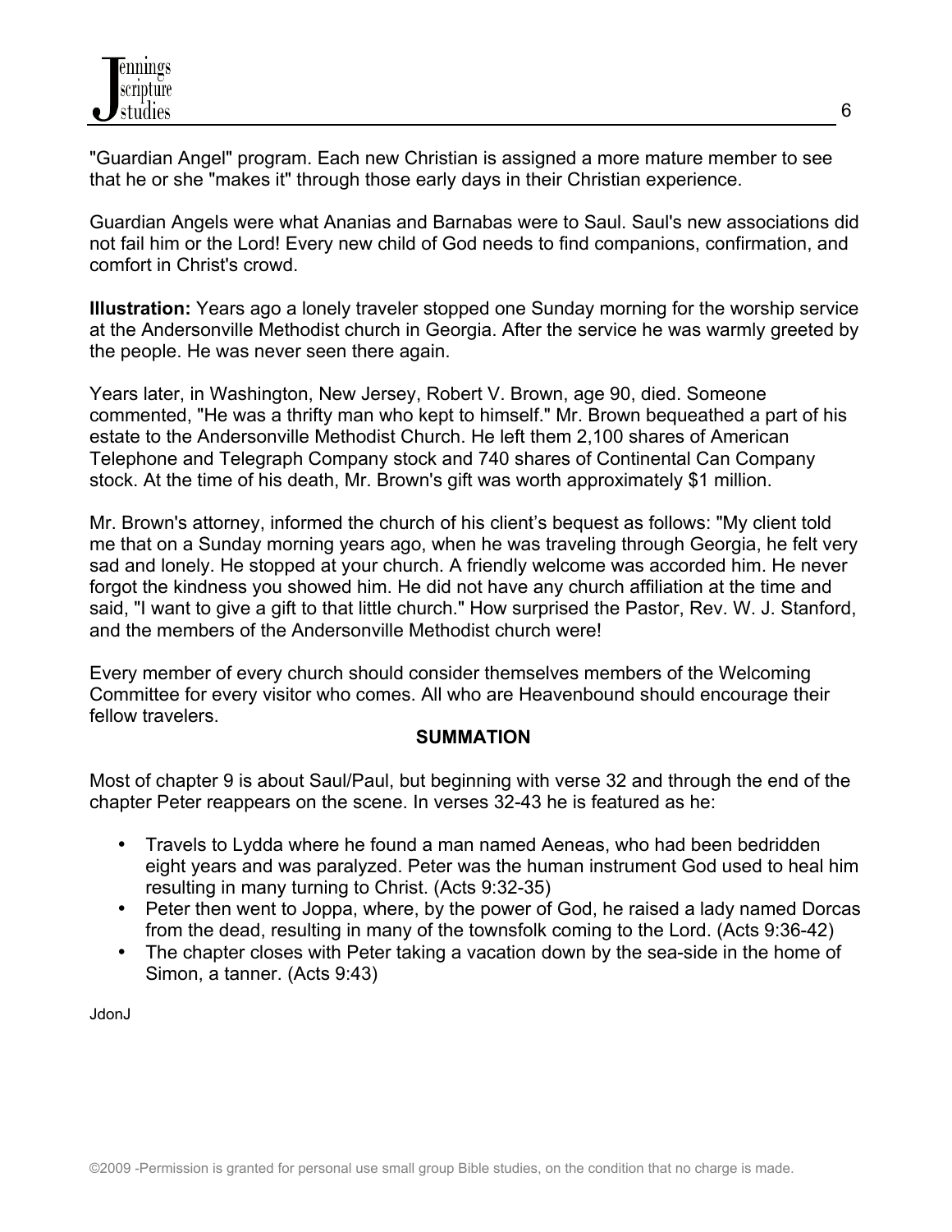"Guardian Angel" program. Each new Christian is assigned a more mature member to see that he or she "makes it" through those early days in their Christian experience.

Guardian Angels were what Ananias and Barnabas were to Saul. Saul's new associations did not fail him or the Lord! Every new child of God needs to find companions, confirmation, and comfort in Christ's crowd.

**Illustration:** Years ago a lonely traveler stopped one Sunday morning for the worship service at the Andersonville Methodist church in Georgia. After the service he was warmly greeted by the people. He was never seen there again.

Years later, in Washington, New Jersey, Robert V. Brown, age 90, died. Someone commented, "He was a thrifty man who kept to himself." Mr. Brown bequeathed a part of his estate to the Andersonville Methodist Church. He left them 2,100 shares of American Telephone and Telegraph Company stock and 740 shares of Continental Can Company stock. At the time of his death, Mr. Brown's gift was worth approximately $1 million.

Mr. Brown's attorney, informed the church of his client's bequest as follows: "My client told me that on a Sunday morning years ago, when he was traveling through Georgia, he felt very sad and lonely. He stopped at your church. A friendly welcome was accorded him. He never forgot the kindness you showed him. He did not have any church affiliation at the time and said, "I want to give a gift to that little church." How surprised the Pastor, Rev. W. J. Stanford, and the members of the Andersonville Methodist church were!

Every member of every church should consider themselves members of the Welcoming Committee for every visitor who comes. All who are Heavenbound should encourage their fellow travelers.

**SUMMATION**

Most of chapter 9 is about Saul/Paul, but beginning with verse 32 and through the end of the chapter Peter reappears on the scene. In verses 32-43 he is featured as he:

- Travels to Lydda where he found a man named Aeneas, who had been bedridden eight years and was paralyzed. Peter was the human instrument God used to heal him resulting in many turning to Christ. (Acts 9:32-35)
- Peter then went to Joppa, where, by the power of God, he raised a lady named Dorcas from the dead, resulting in many of the townsfolk coming to the Lord. (Acts 9:36-42)
- The chapter closes with Peter taking a vacation down by the sea-side in the home of Simon, a tanner. (Acts 9:43)

JdonJ

©2009 -Permission is granted for personal use small group Bible studies, on the condition that no charge is made.